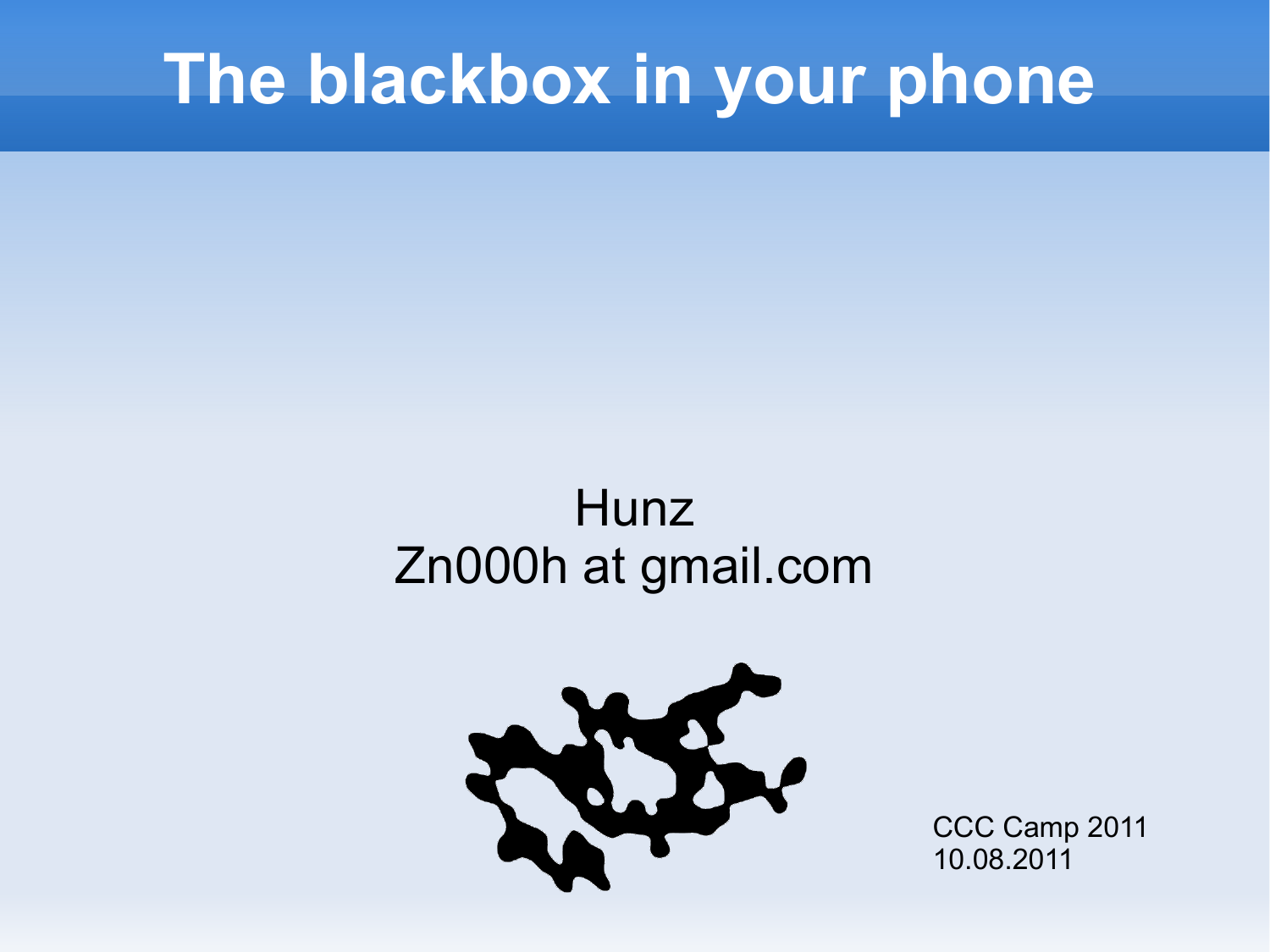# The blackbox in your phone

Hunz
Zn000h at gmail.com

CCC Camp 2011
10.08.2011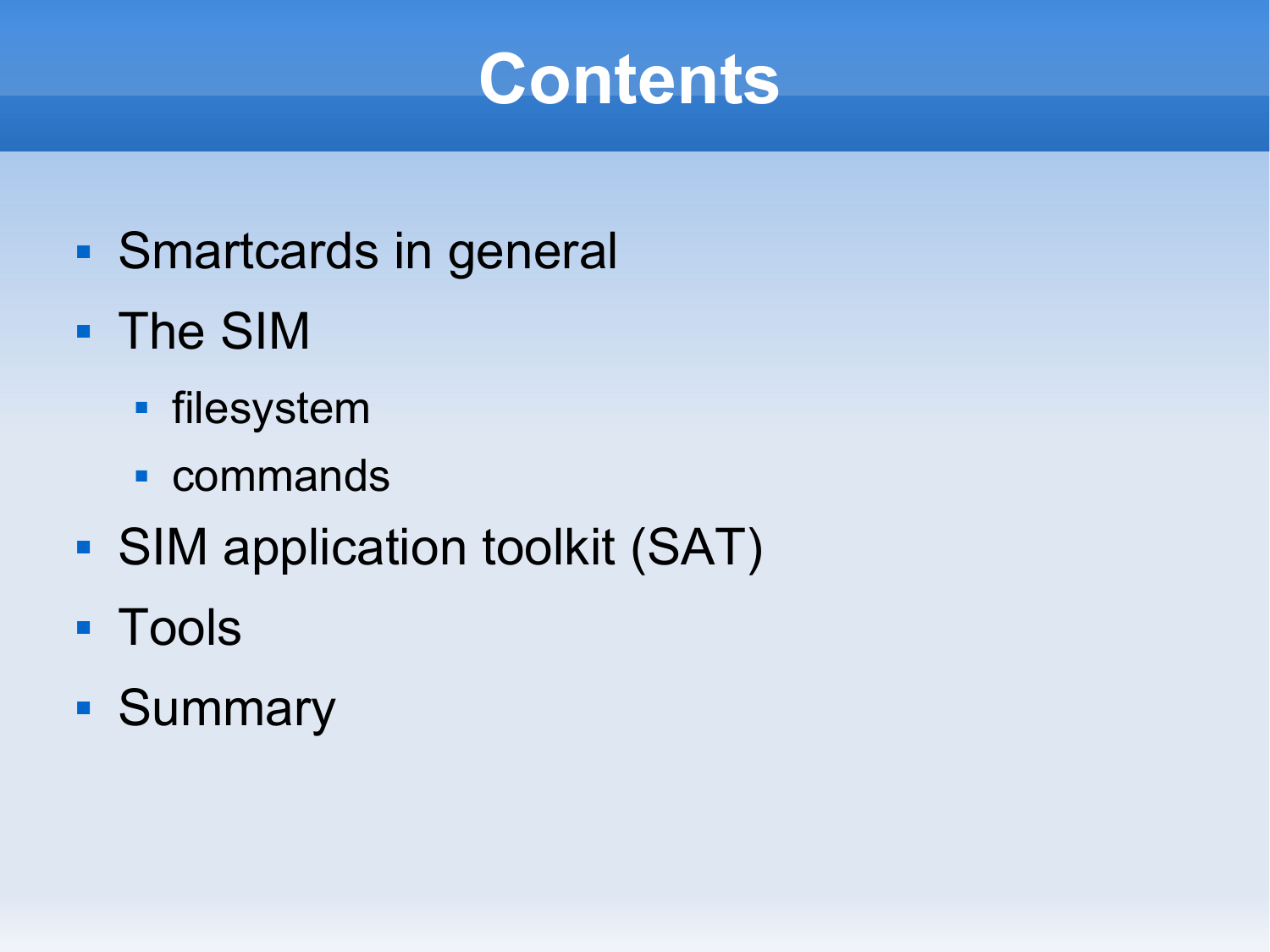# Contents

- Smartcards in general
- The SIM
  - filesystem
  - commands
- SIM application toolkit (SAT)
- Tools
- Summary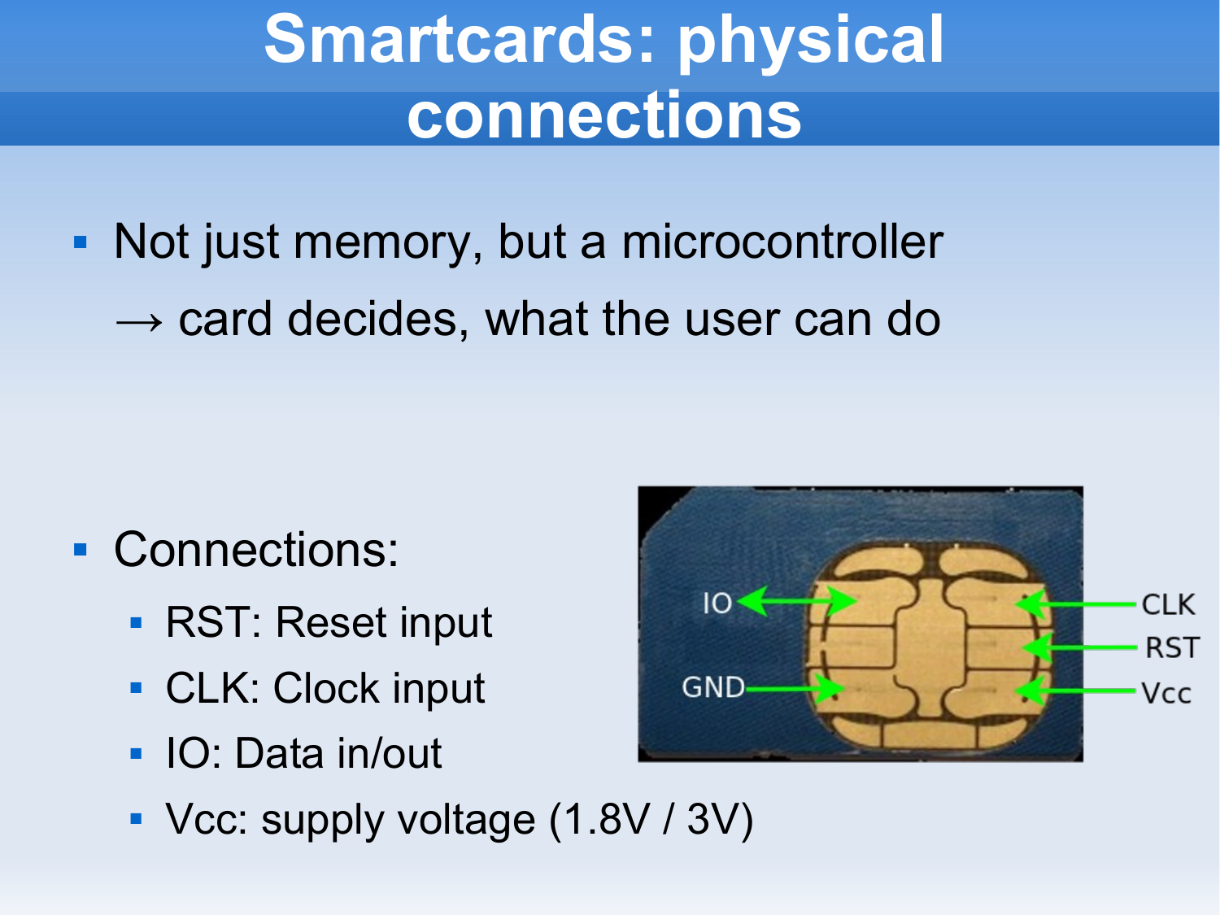# Smartcards: physical connections

- Not just memory, but a microcontroller
  → card decides, what the user can do

- Connections:
  - RST: Reset input
  - CLK: Clock input
  - IO: Data in/out
  - Vcc: supply voltage (1.8V / 3V)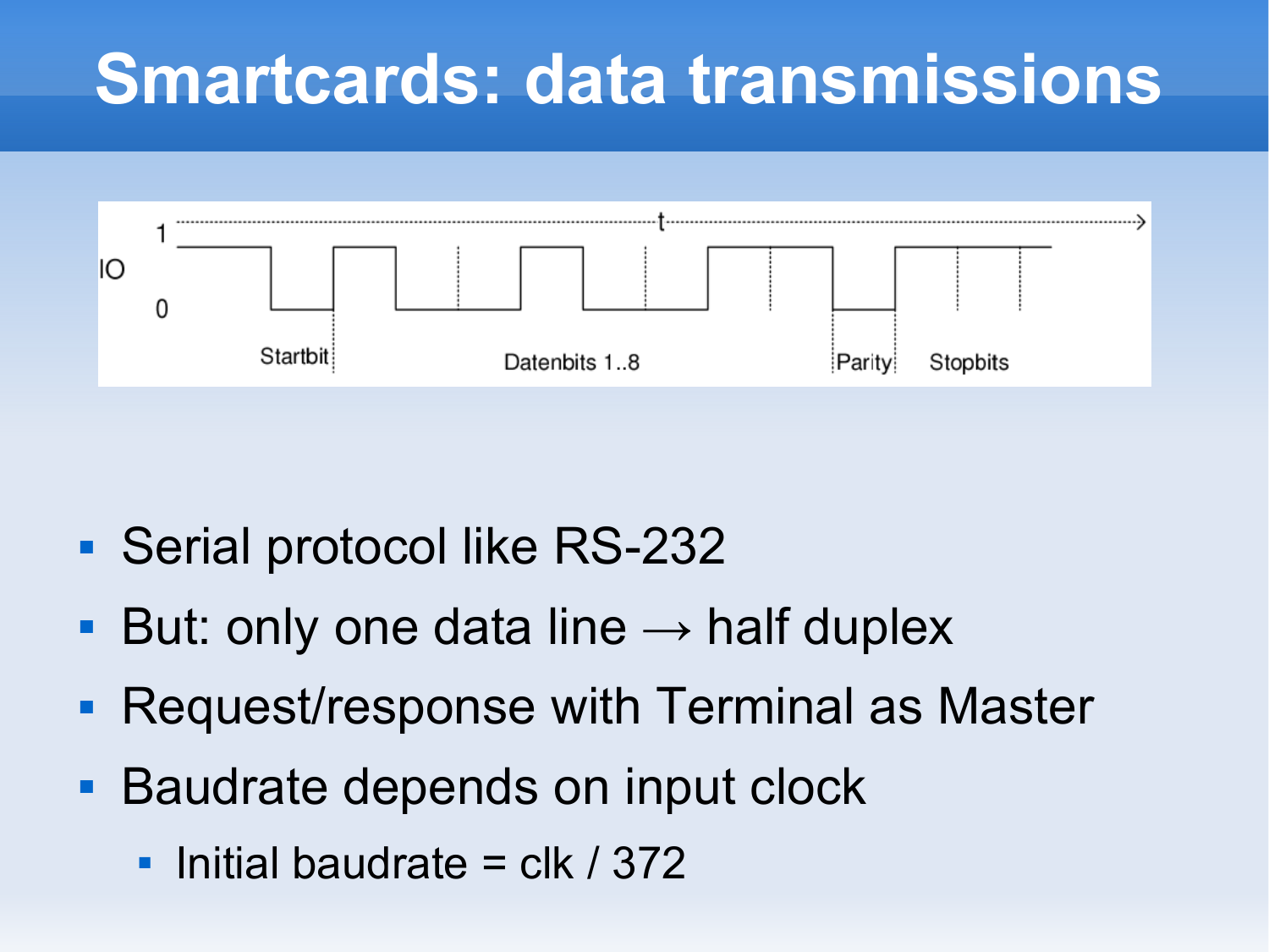# Smartcards: data transmissions

IO 1 0 t Startbit Datenbits 1..8 Parity Stopbits

- Serial protocol like RS-232
- But: only one data line → half duplex
- Request/response with Terminal as Master
- Baudrate depends on input clock
  - Initial baudrate = clk / 372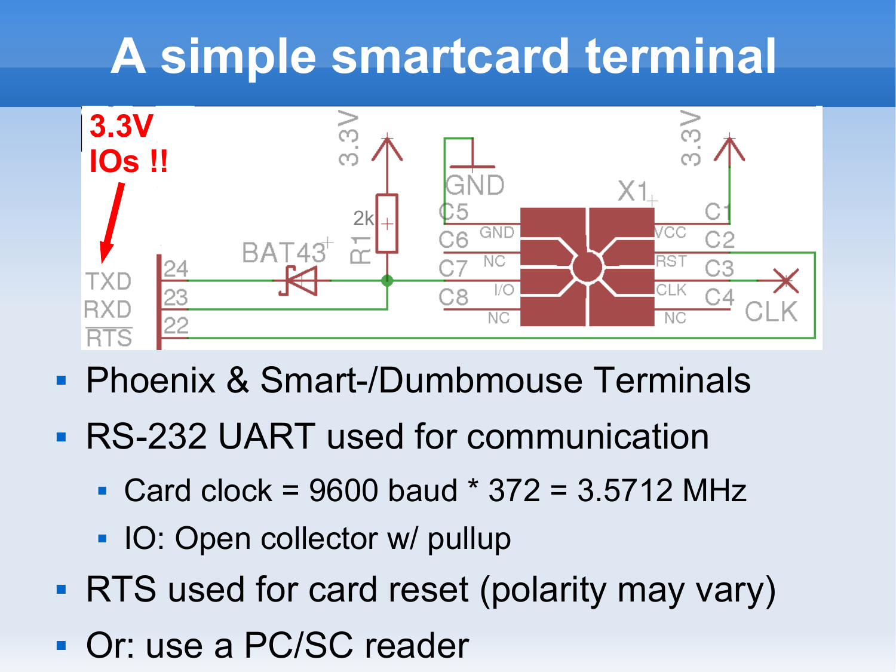# A simple smartcard terminal

- Phoenix & Smart-/Dumbmouse Terminals
- RS-232 UART used for communication
  - Card clock = 9600 baud * 372 = 3.5712 MHz
  - IO: Open collector w/ pullup
- RTS used for card reset (polarity may vary)
- Or: use a PC/SC reader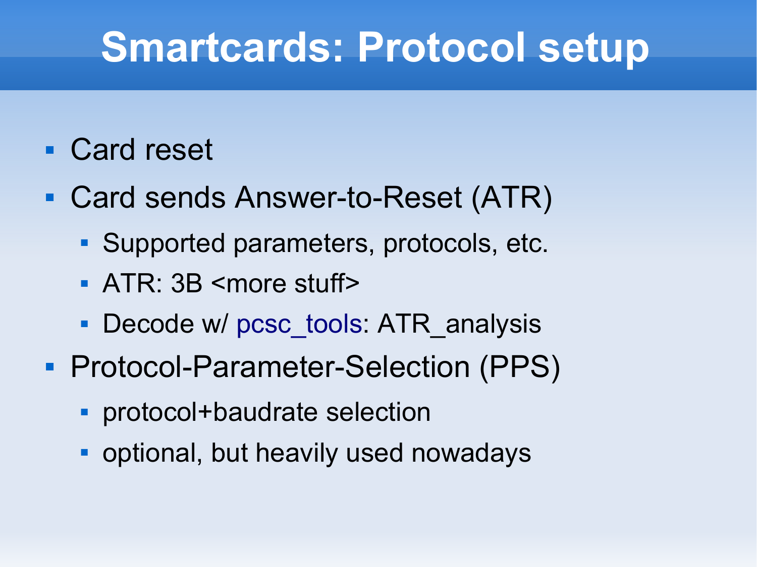# Smartcards: Protocol setup

- Card reset
- Card sends Answer-to-Reset (ATR)
  - Supported parameters, protocols, etc.
  - ATR: 3B <more stuff>
  - Decode w/ pcsc_tools: ATR_analysis
- Protocol-Parameter-Selection (PPS)
  - protocol+baudrate selection
  - optional, but heavily used nowadays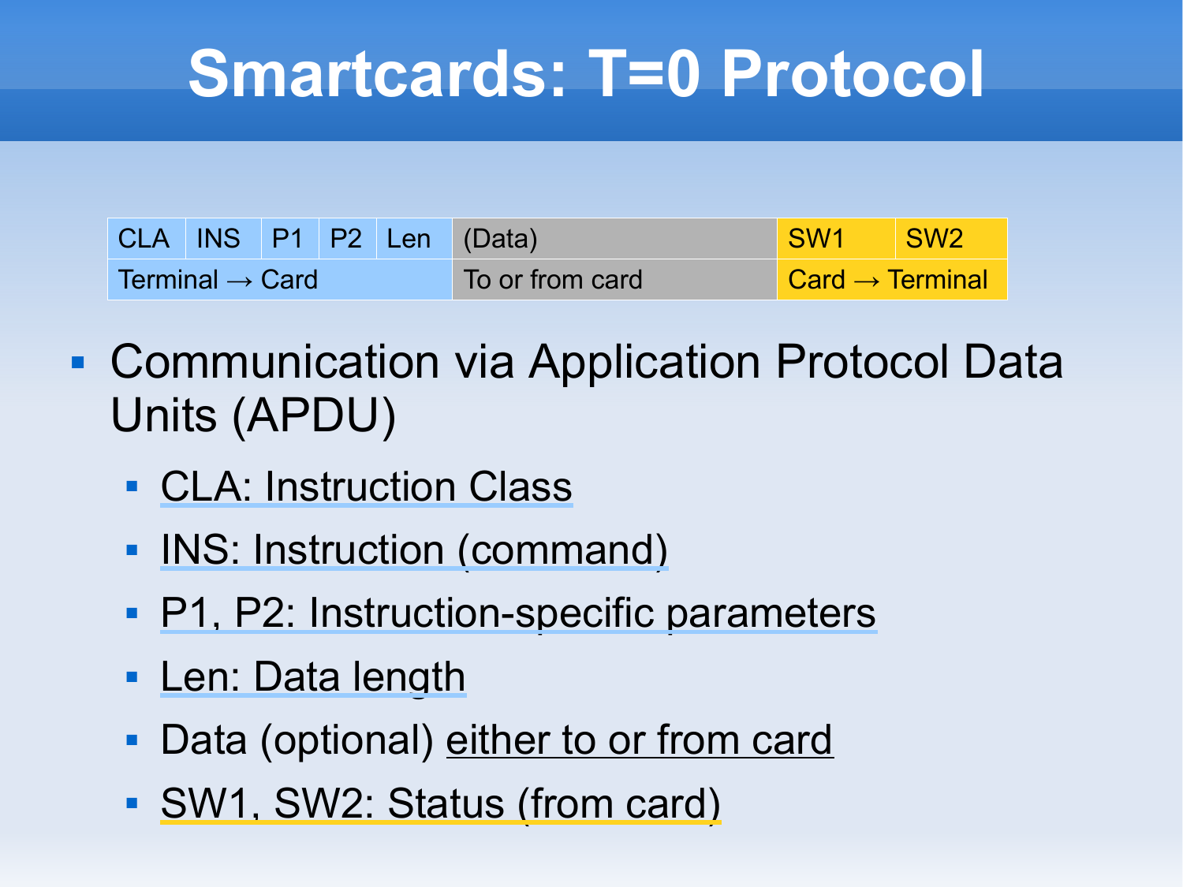# Smartcards: T=0 Protocol

| CLA | INS | P1 | P2 | Len | (Data) | SW1 | SW2 |
|---|---|---|---|---|---|---|---|
| Terminal → Card | | | | | To or from card | Card → Terminal | |

- Communication via Application Protocol Data Units (APDU)
  - CLA: Instruction Class
  - INS: Instruction (command)
  - P1, P2: Instruction-specific parameters
  - Len: Data length
  - Data (optional) either to or from card
  - SW1, SW2: Status (from card)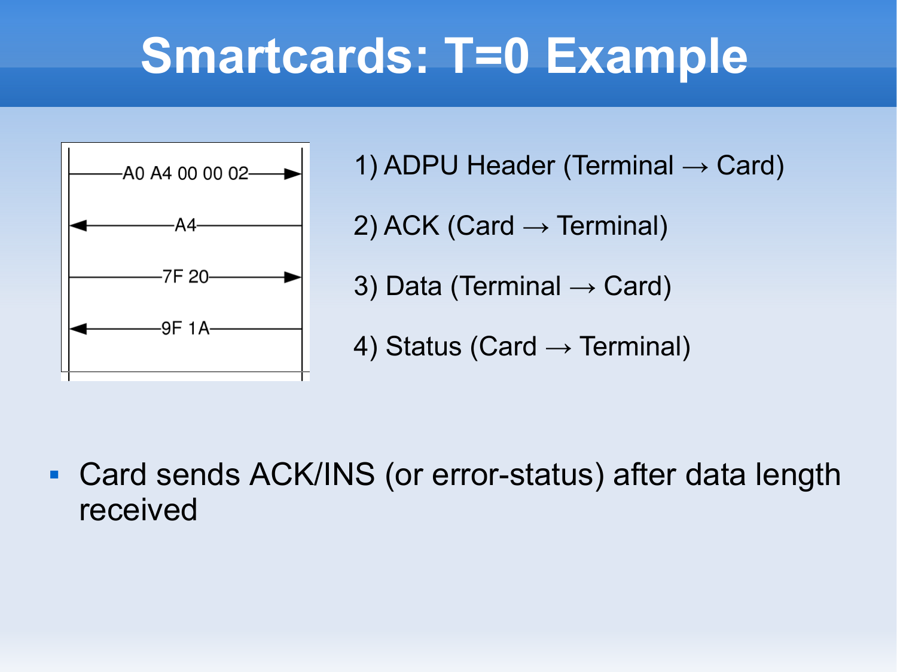# Smartcards: T=0 Example

```
---------A0 A4 00 00 02--------->
<--------------A4----------------
--------------7F 20------------->
<-------------9F 1A--------------
```

1) ADPU Header (Terminal → Card)

2) ACK (Card → Terminal)

3) Data (Terminal → Card)

4) Status (Card → Terminal)

- Card sends ACK/INS (or error-status) after data length received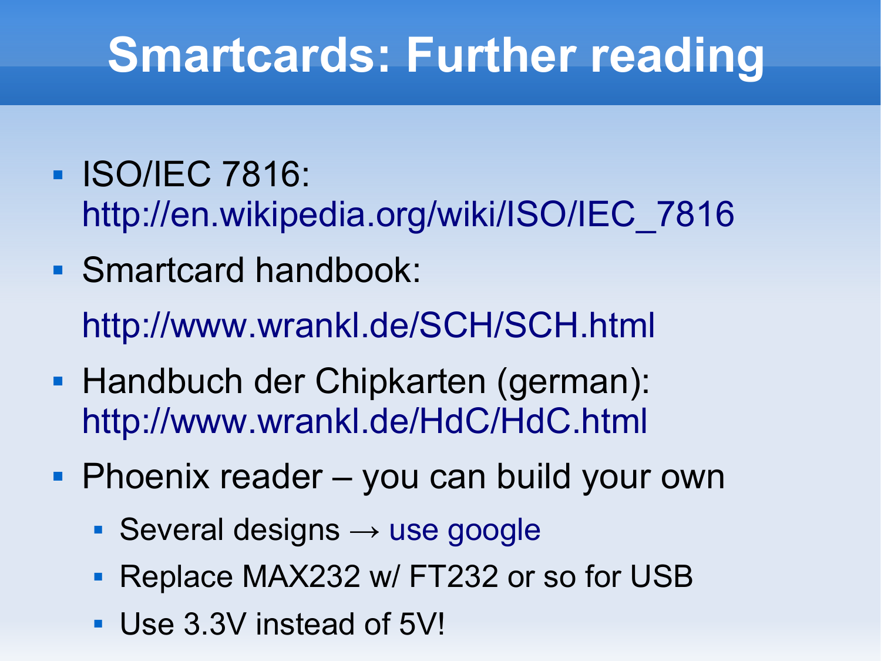# Smartcards: Further reading

- ISO/IEC 7816: http://en.wikipedia.org/wiki/ISO/IEC_7816
- Smartcard handbook:

  http://www.wrankl.de/SCH/SCH.html
- Handbuch der Chipkarten (german): http://www.wrankl.de/HdC/HdC.html
- Phoenix reader – you can build your own
  - Several designs → use google
  - Replace MAX232 w/ FT232 or so for USB
  - Use 3.3V instead of 5V!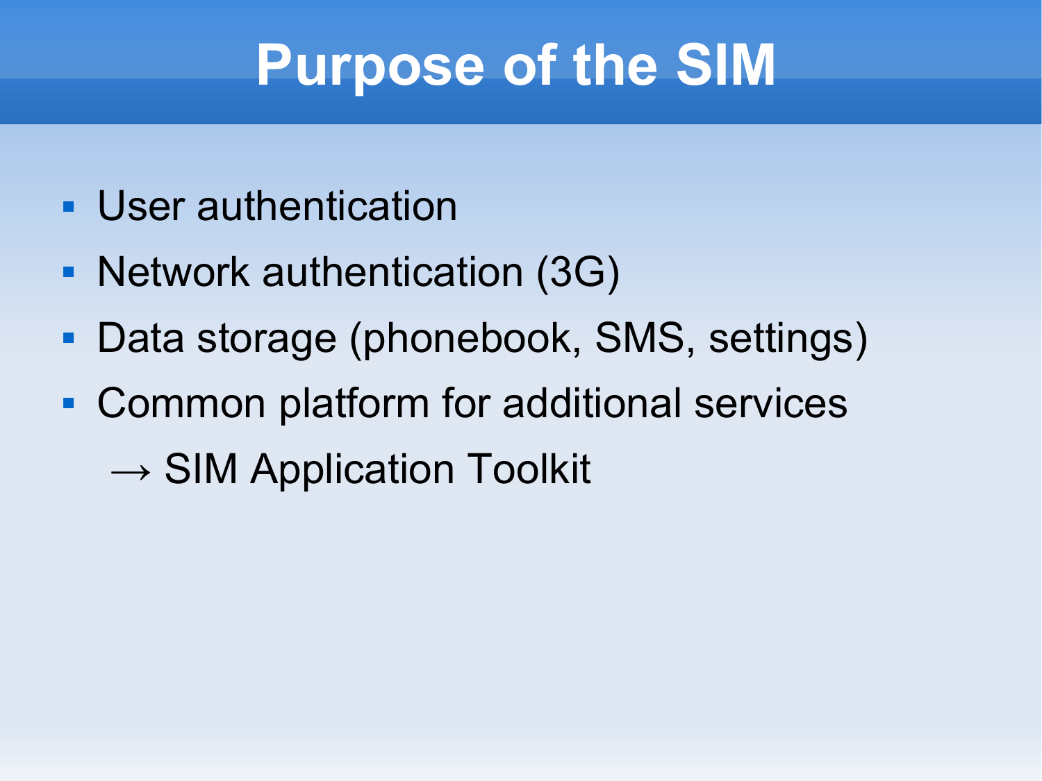# Purpose of the SIM

- User authentication
- Network authentication (3G)
- Data storage (phonebook, SMS, settings)
- Common platform for additional services
  → SIM Application Toolkit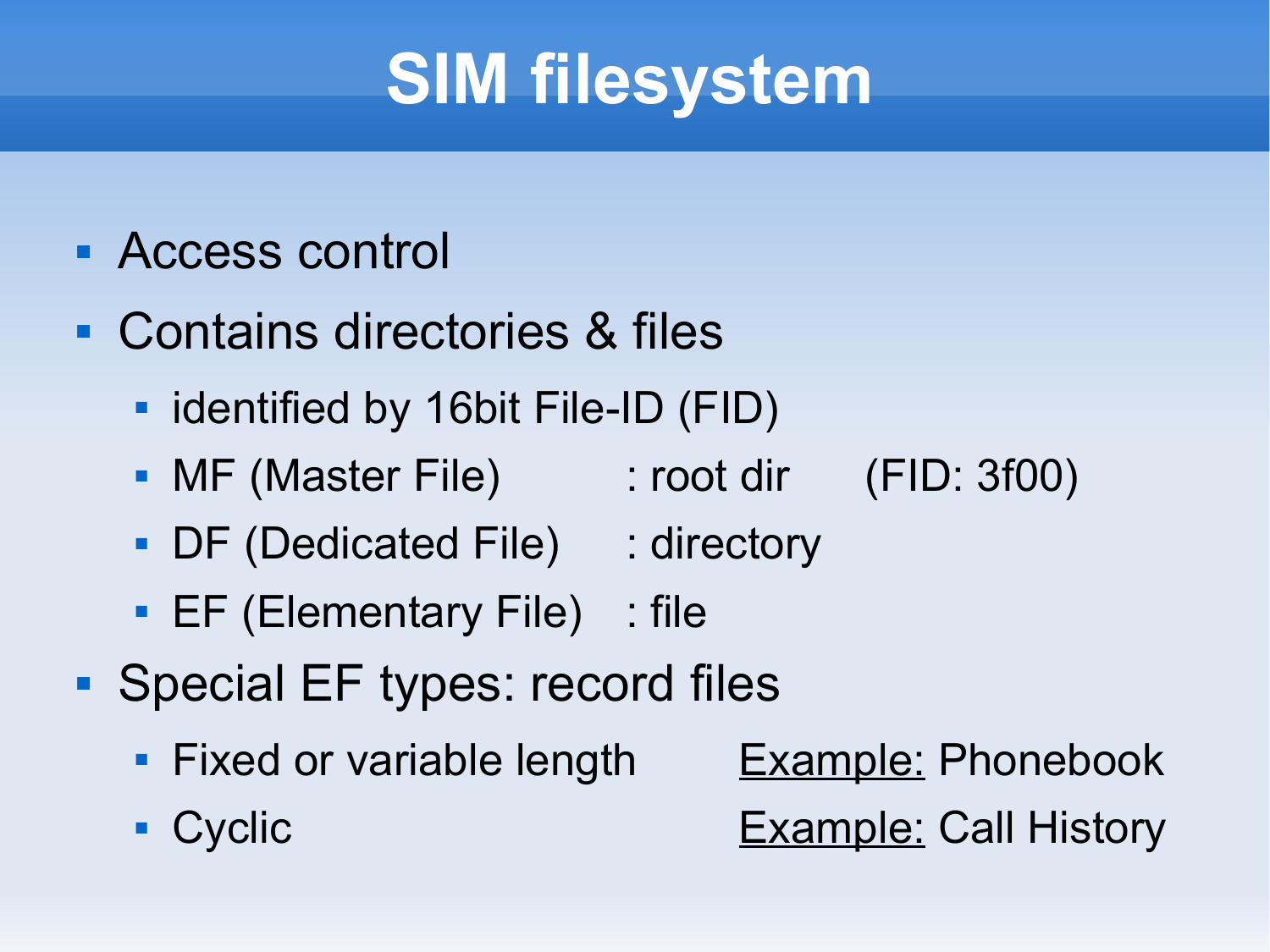# SIM filesystem

- Access control
- Contains directories & files
  - identified by 16bit File-ID (FID)
  - MF (Master File) : root dir (FID: 3f00)
  - DF (Dedicated File) : directory
  - EF (Elementary File) : file
- Special EF types: record files
  - Fixed or variable length — Example: Phonebook
  - Cyclic — Example: Call History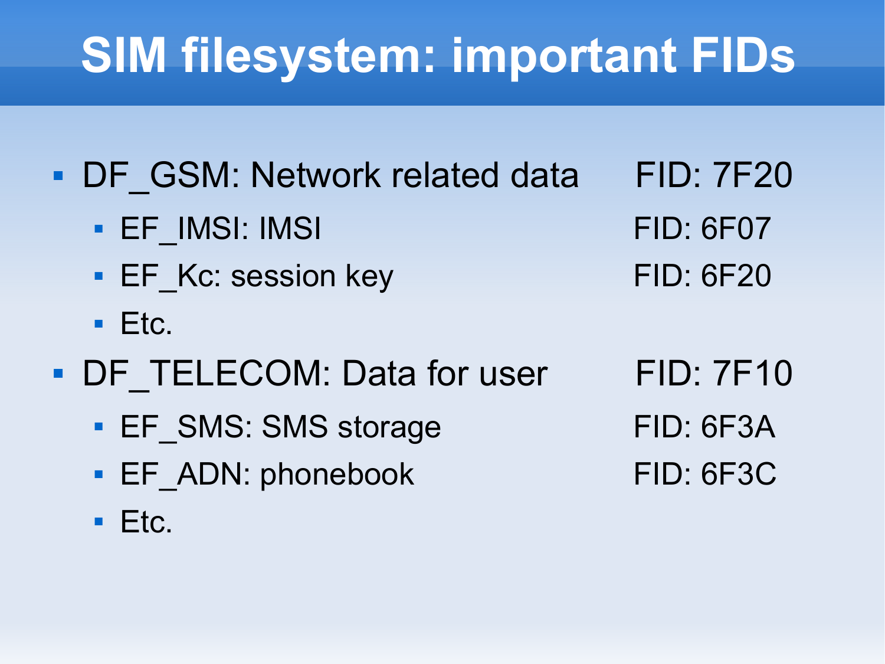# SIM filesystem: important FIDs

- DF_GSM: Network related data FID: 7F20
  - EF_IMSI: IMSI FID: 6F07
  - EF_Kc: session key FID: 6F20
  - Etc.
- DF_TELECOM: Data for user FID: 7F10
  - EF_SMS: SMS storage FID: 6F3A
  - EF_ADN: phonebook FID: 6F3C
  - Etc.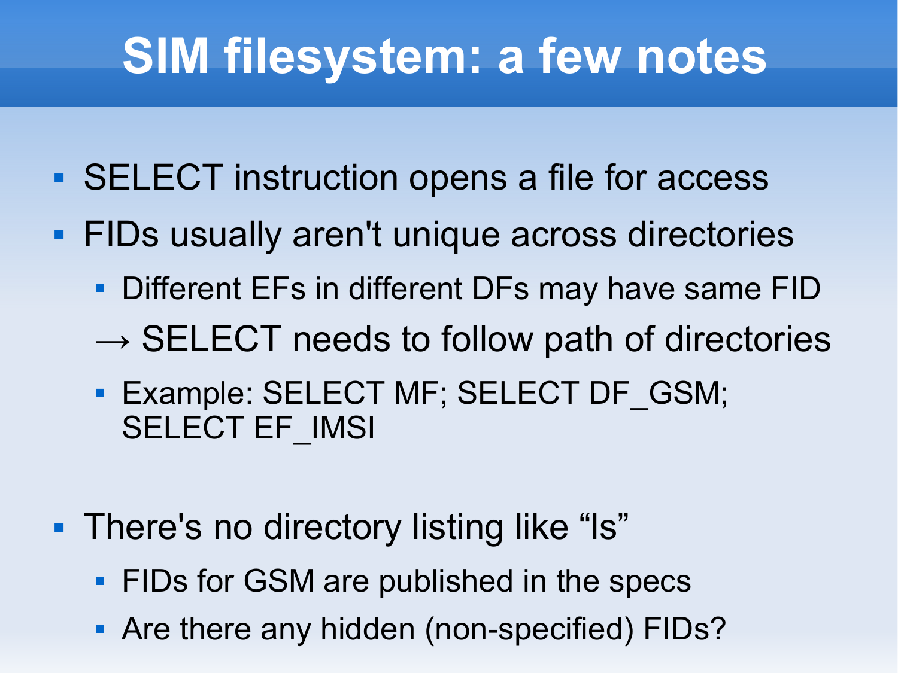# SIM filesystem: a few notes

- SELECT instruction opens a file for access
- FIDs usually aren't unique across directories
  - Different EFs in different DFs may have same FID

  → SELECT needs to follow path of directories
  - Example: SELECT MF; SELECT DF_GSM; SELECT EF_IMSI
- There's no directory listing like “ls”
  - FIDs for GSM are published in the specs
  - Are there any hidden (non-specified) FIDs?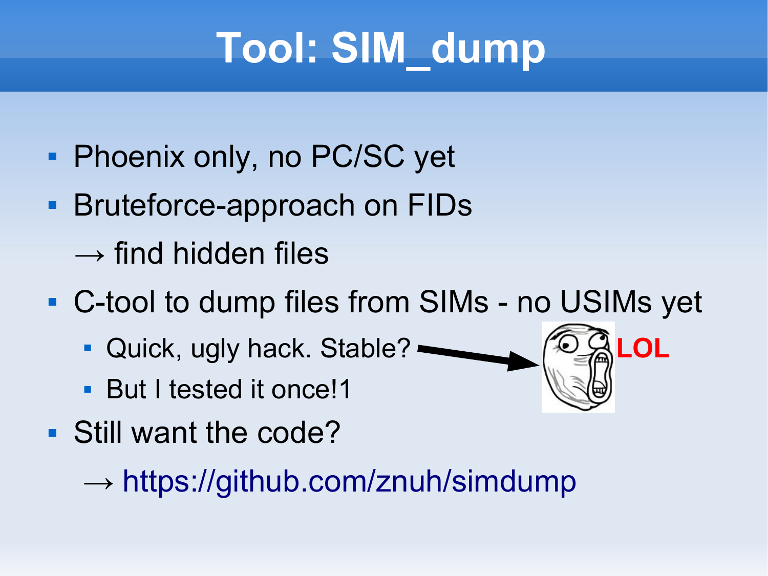# Tool: SIM_dump

- Phoenix only, no PC/SC yet
- Bruteforce-approach on FIDs
  → find hidden files
- C-tool to dump files from SIMs - no USIMs yet
  - Quick, ugly hack. Stable?
  - But I tested it once!1
- Still want the code?
  → https://github.com/znuh/simdump

LOL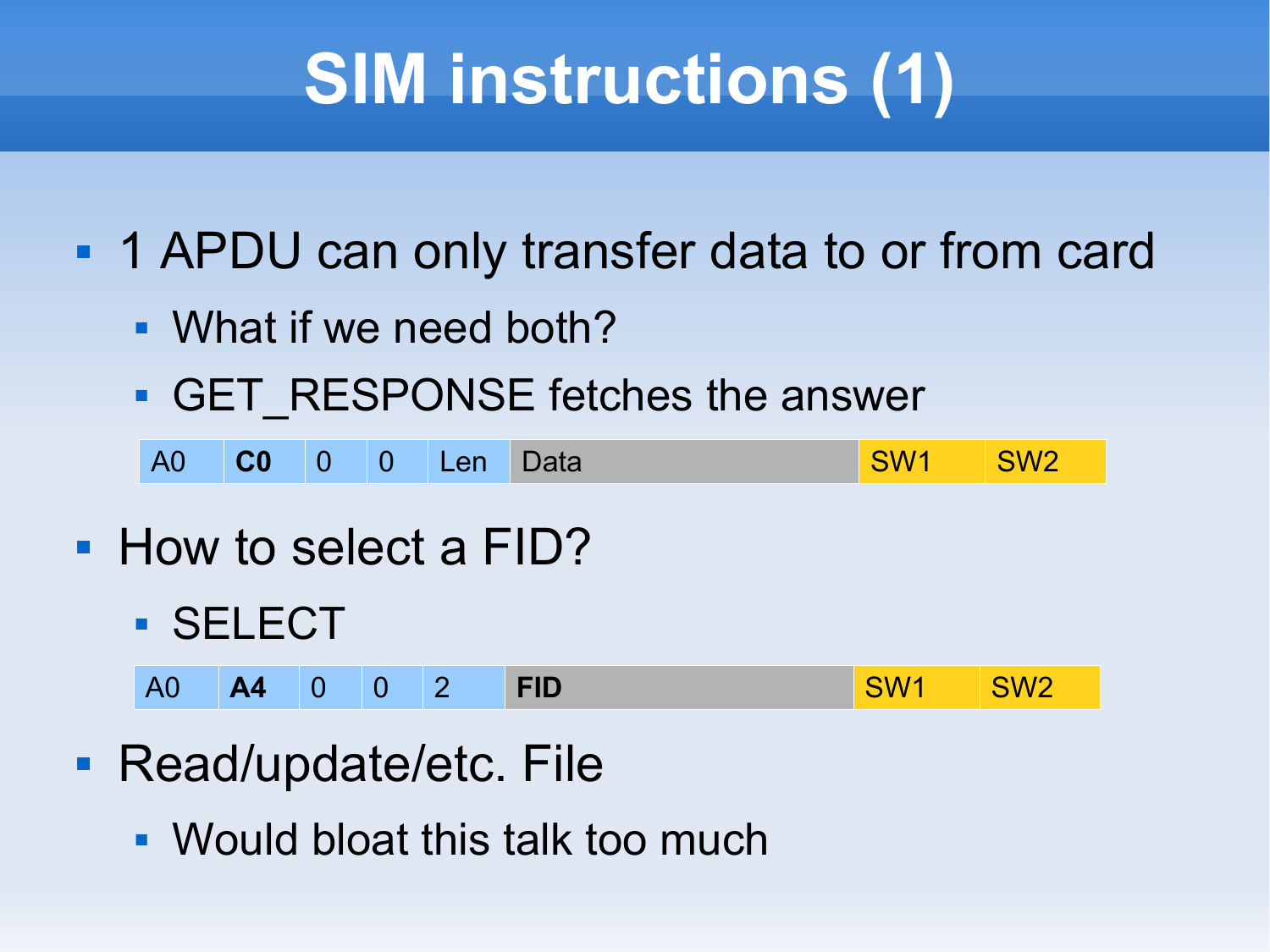# SIM instructions (1)

- 1 APDU can only transfer data to or from card
  - What if we need both?
  - GET_RESPONSE fetches the answer

| A0 | **C0** | 0 | 0 | Len | Data | SW1 | SW2 |
|---|---|---|---|---|---|---|---|

- How to select a FID?
  - SELECT

| A0 | **A4** | 0 | 0 | 2 | **FID** | SW1 | SW2 |
|---|---|---|---|---|---|---|---|

- Read/update/etc. File
  - Would bloat this talk too much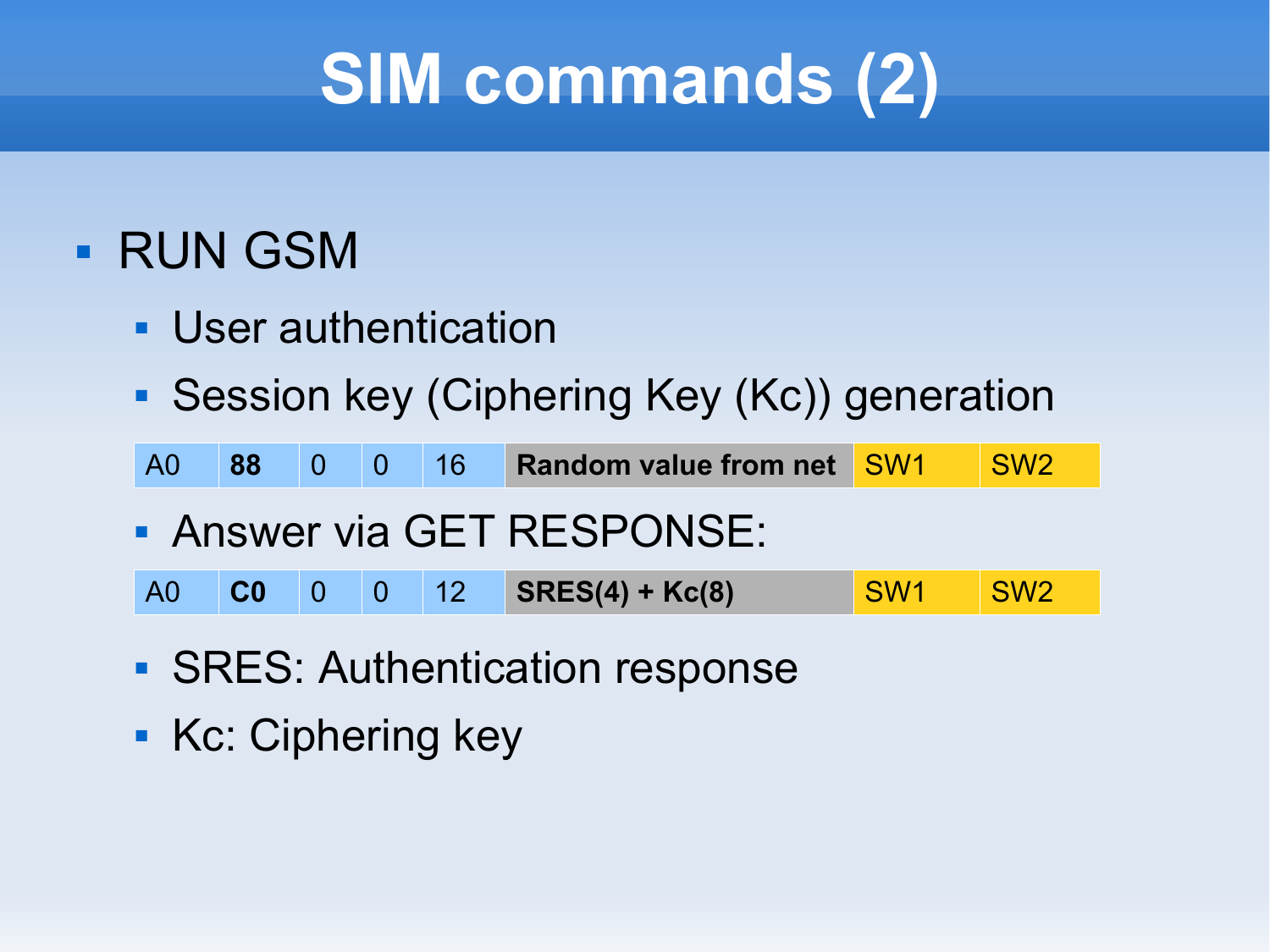# SIM commands (2)

- RUN GSM
  - User authentication
  - Session key (Ciphering Key (Kc)) generation

| A0 | **88** | 0 | 0 | 16 | **Random value from net** | SW1 | SW2 |
|---|---|---|---|---|---|---|---|

  - Answer via GET RESPONSE:

| A0 | **C0** | 0 | 0 | 12 | **SRES(4) + Kc(8)** | SW1 | SW2 |
|---|---|---|---|---|---|---|---|

  - SRES: Authentication response
  - Kc: Ciphering key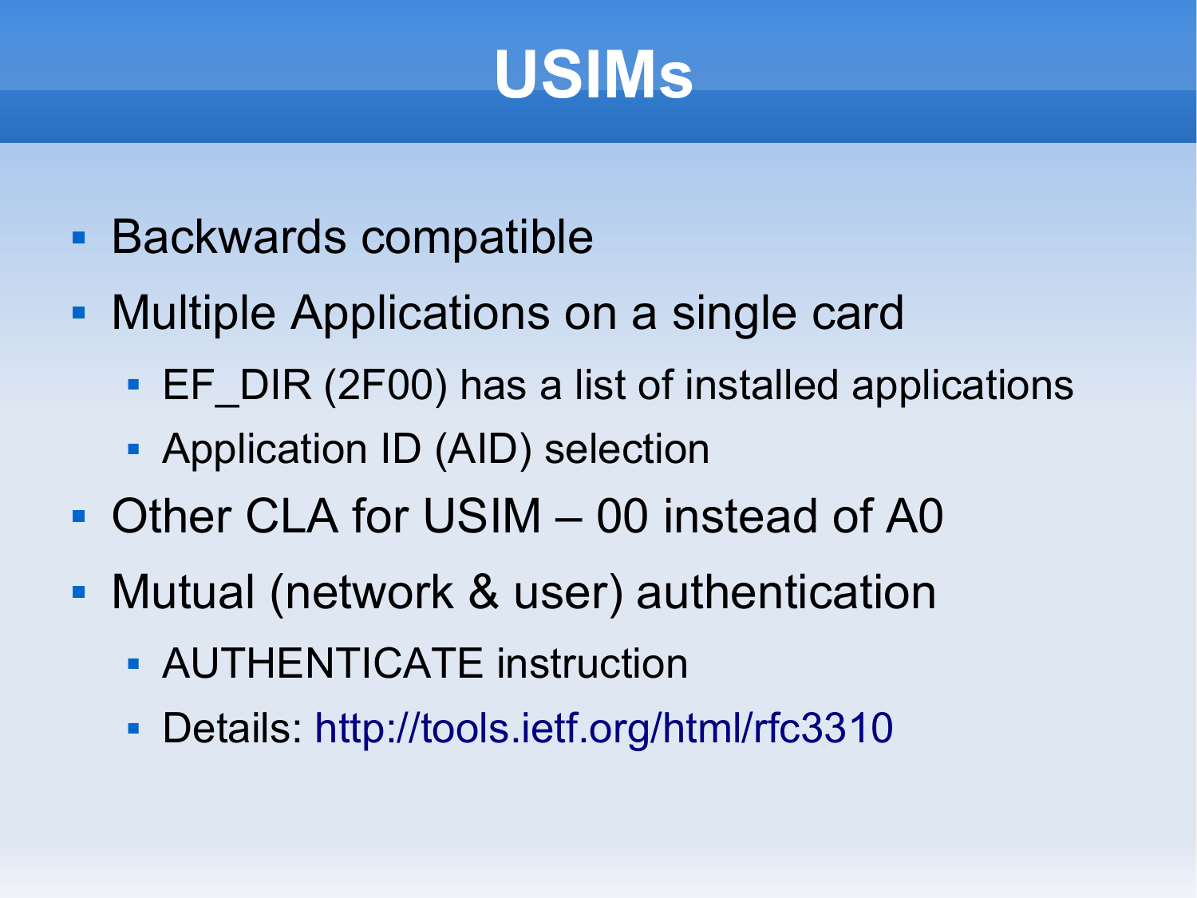# USIMs

- Backwards compatible
- Multiple Applications on a single card
  - EF_DIR (2F00) has a list of installed applications
  - Application ID (AID) selection
- Other CLA for USIM – 00 instead of A0
- Mutual (network & user) authentication
  - AUTHENTICATE instruction
  - Details: http://tools.ietf.org/html/rfc3310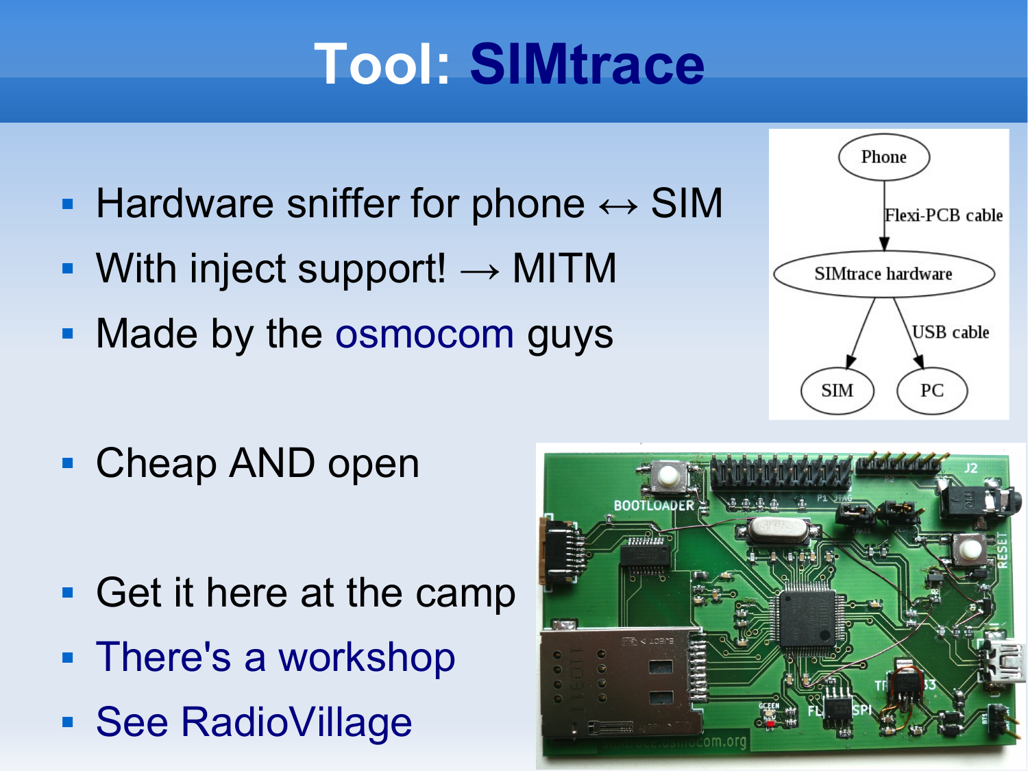# Tool: SIMtrace

- Hardware sniffer for phone ↔ SIM
- With inject support! → MITM
- Made by the osmocom guys

- Cheap AND open

- Get it here at the camp
- There's a workshop
- See RadioVillage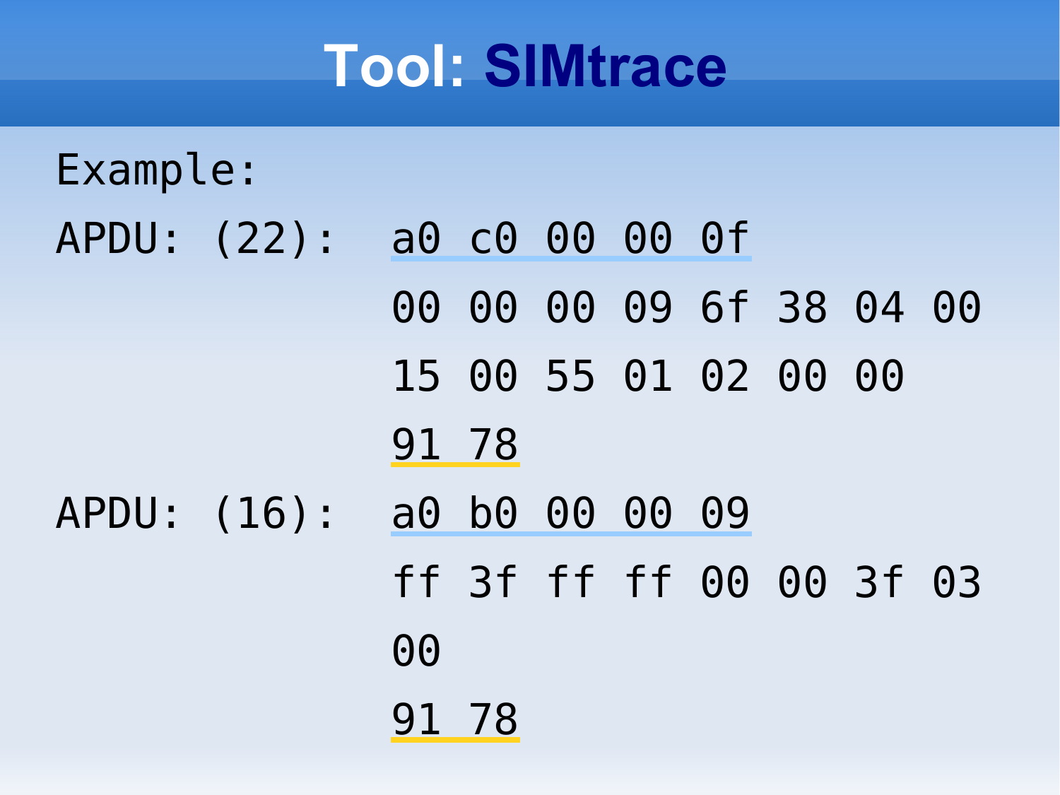# Tool: SIMtrace

Example:

```
APDU: (22):  a0 c0 00 00 0f
             00 00 00 09 6f 38 04 00
             15 00 55 01 02 00 00
             91 78
APDU: (16):  a0 b0 00 00 09
             ff 3f ff ff 00 00 3f 03
             00
             91 78
```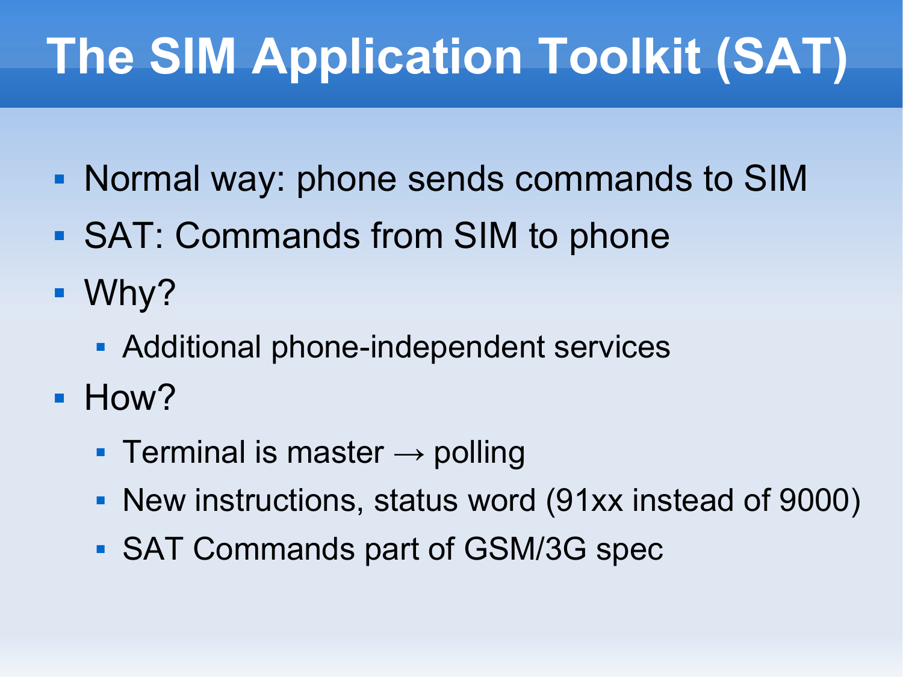# The SIM Application Toolkit (SAT)

- Normal way: phone sends commands to SIM
- SAT: Commands from SIM to phone
- Why?
  - Additional phone-independent services
- How?
  - Terminal is master → polling
  - New instructions, status word (91xx instead of 9000)
  - SAT Commands part of GSM/3G spec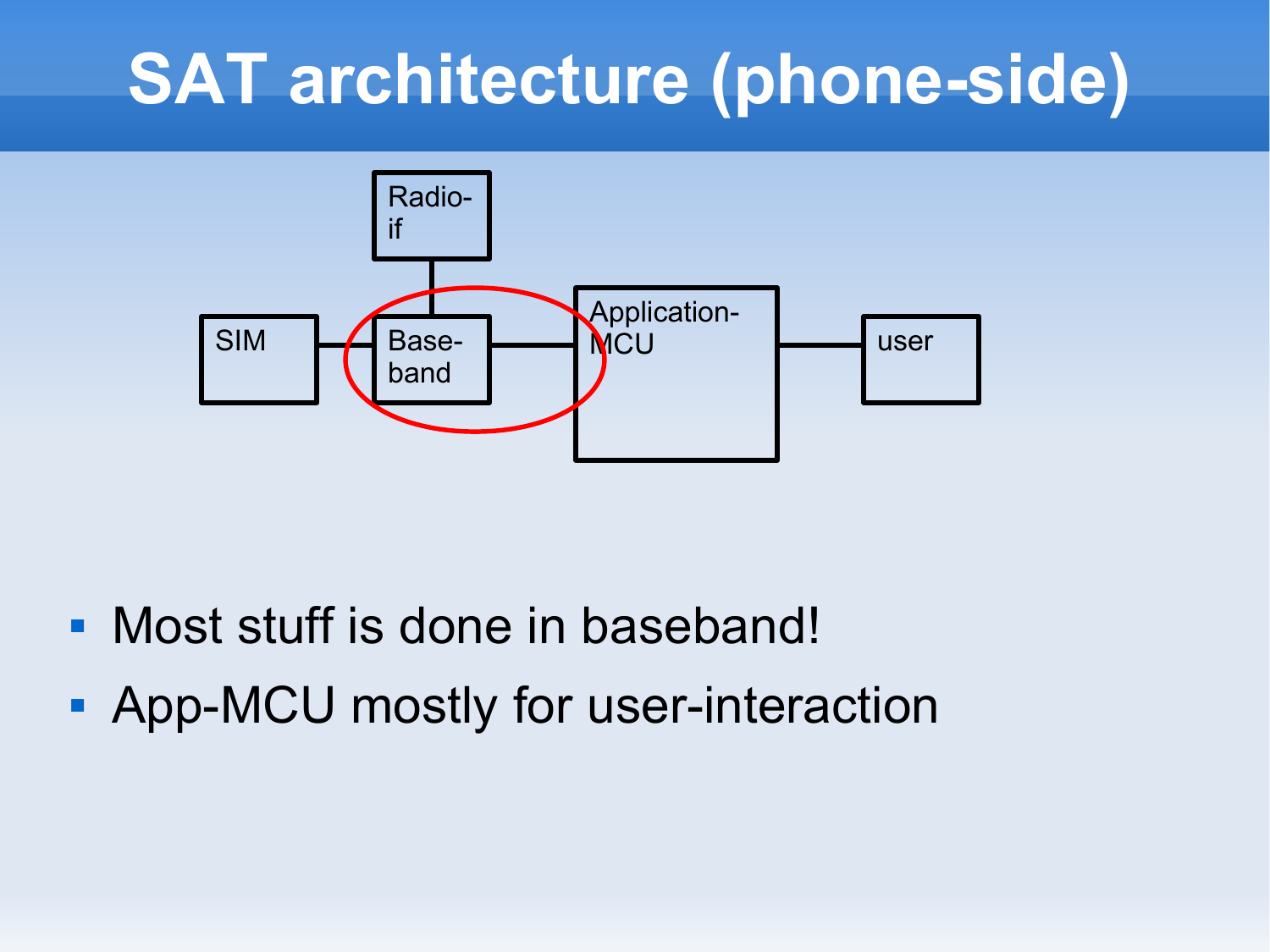# SAT architecture (phone-side)

- Most stuff is done in baseband!
- App-MCU mostly for user-interaction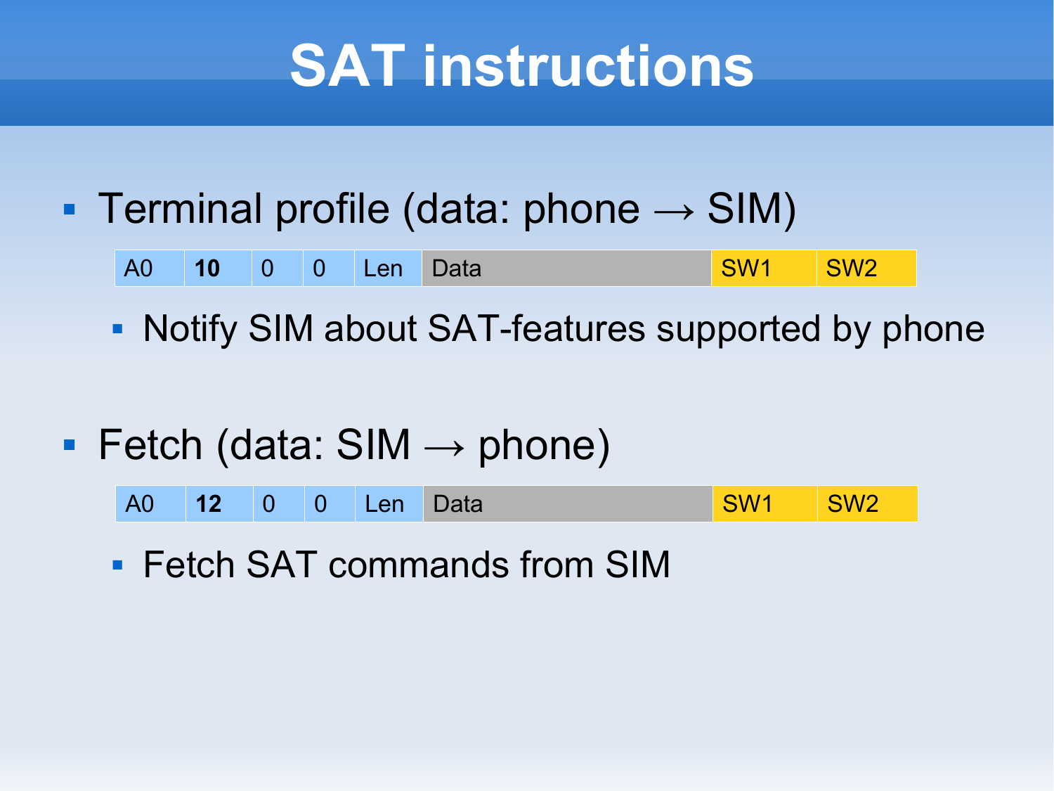# SAT instructions

- Terminal profile (data: phone → SIM)

| A0 | **10** | 0 | 0 | Len | Data | SW1 | SW2 |
|---|---|---|---|---|---|---|---|

  - Notify SIM about SAT-features supported by phone

- Fetch (data: SIM → phone)

| A0 | **12** | 0 | 0 | Len | Data | SW1 | SW2 |
|---|---|---|---|---|---|---|---|

  - Fetch SAT commands from SIM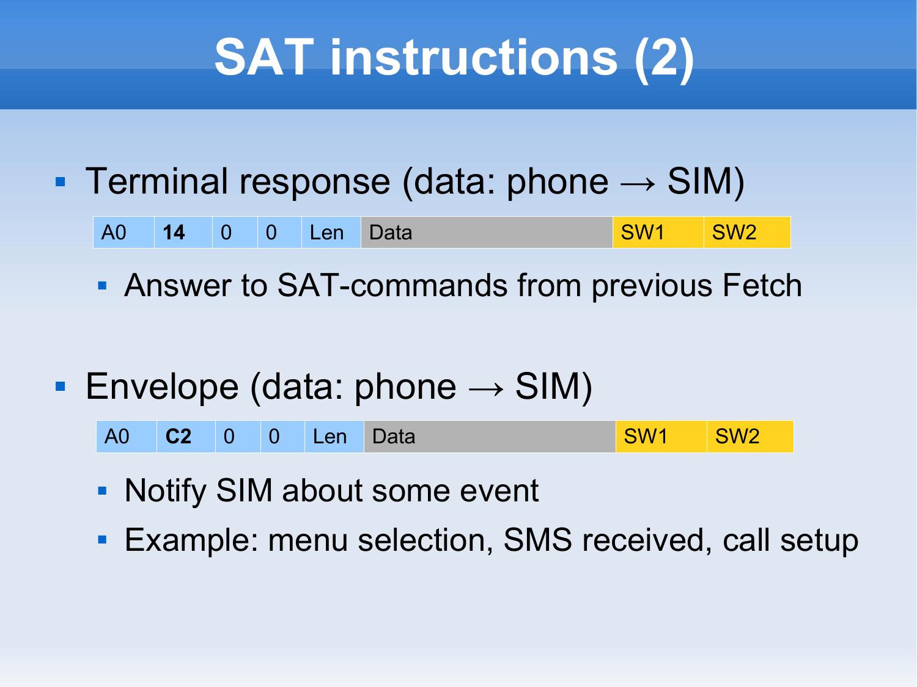# SAT instructions (2)

- Terminal response (data: phone → SIM)

| A0 | **14** | 0 | 0 | Len | Data | SW1 | SW2 |
|---|---|---|---|---|---|---|---|

  - Answer to SAT-commands from previous Fetch

- Envelope (data: phone → SIM)

| A0 | **C2** | 0 | 0 | Len | Data | SW1 | SW2 |
|---|---|---|---|---|---|---|---|

  - Notify SIM about some event
  - Example: menu selection, SMS received, call setup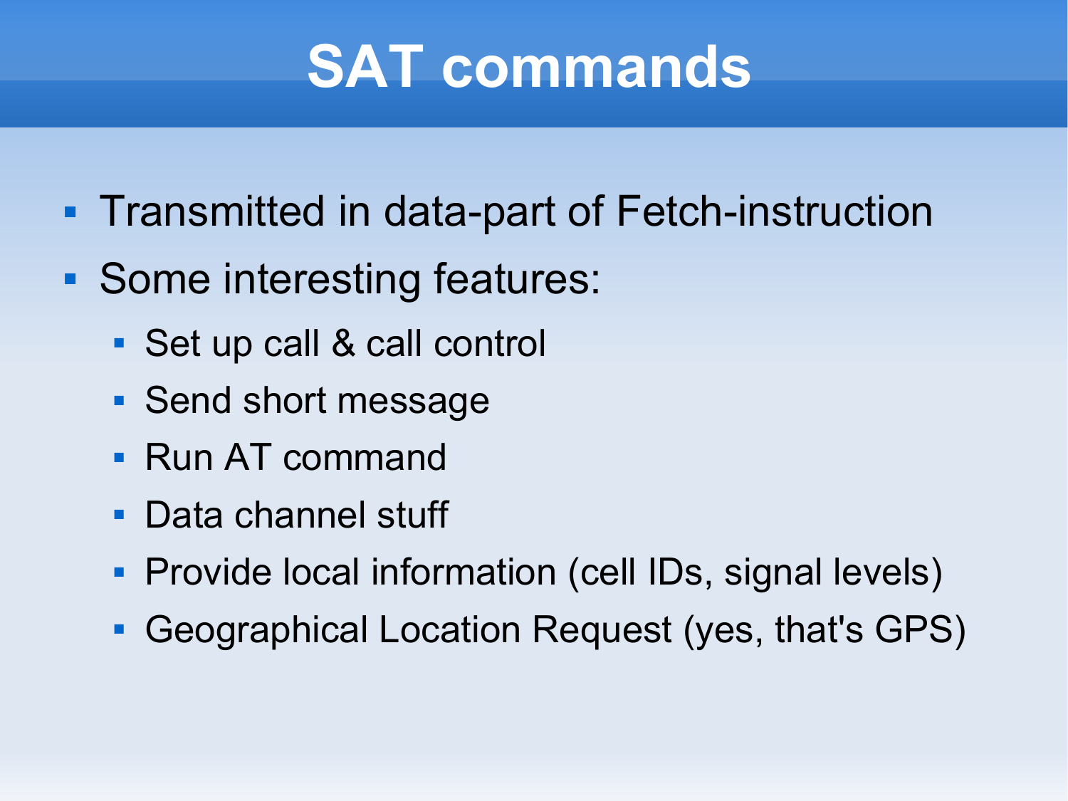# SAT commands

- Transmitted in data-part of Fetch-instruction
- Some interesting features:
  - Set up call & call control
  - Send short message
  - Run AT command
  - Data channel stuff
  - Provide local information (cell IDs, signal levels)
  - Geographical Location Request (yes, that's GPS)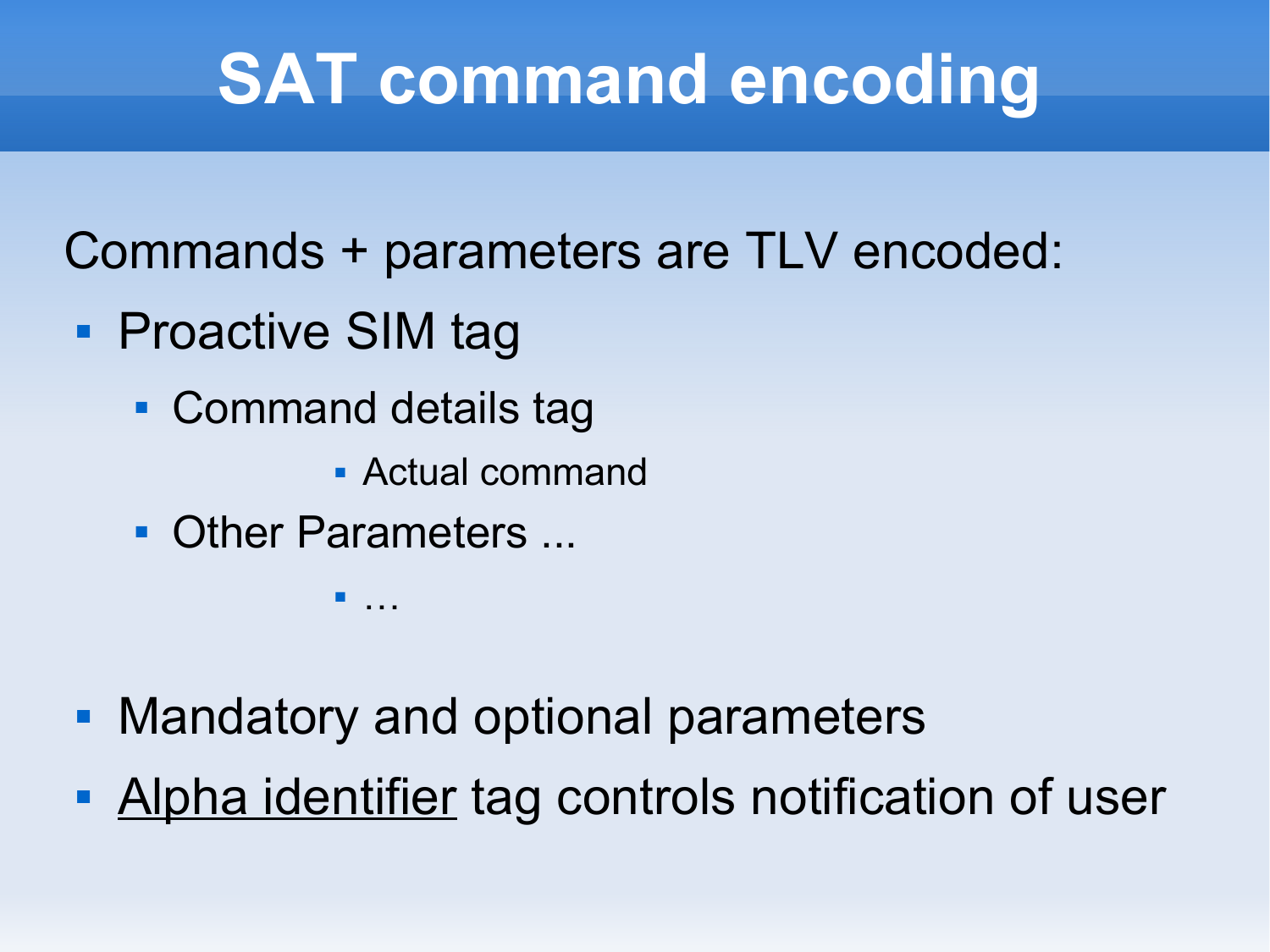# SAT command encoding

Commands + parameters are TLV encoded:

- Proactive SIM tag
  - Command details tag
    - Actual command
  - Other Parameters ...
    - …
- Mandatory and optional parameters
- Alpha identifier tag controls notification of user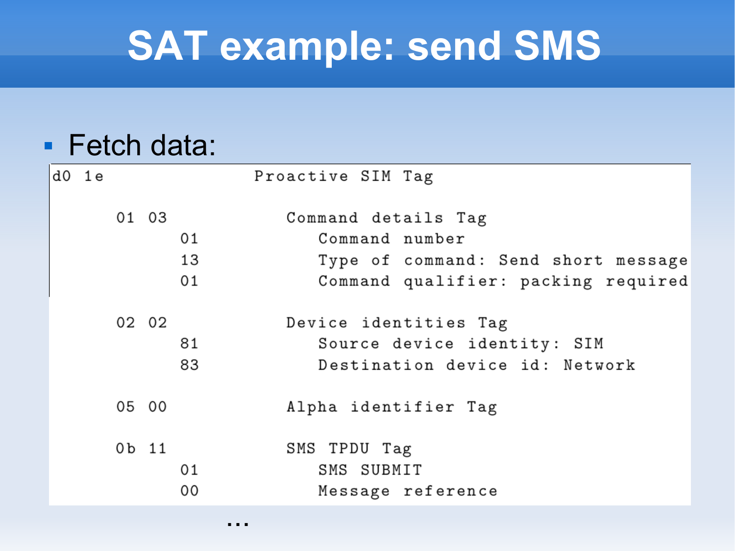# SAT example: send SMS

- Fetch data:

```
d0 1e                     Proactive SIM Tag

      01 03                  Command details Tag
            01                  Command number
            13                  Type of command: Send short message
            01                  Command qualifier: packing required

      02 02                  Device identities Tag
            81                  Source device identity: SIM
            83                  Destination device id: Network

      05 00                  Alpha identifier Tag

      0b 11                  SMS TPDU Tag
            01                  SMS SUBMIT
            00                  Message reference
```

…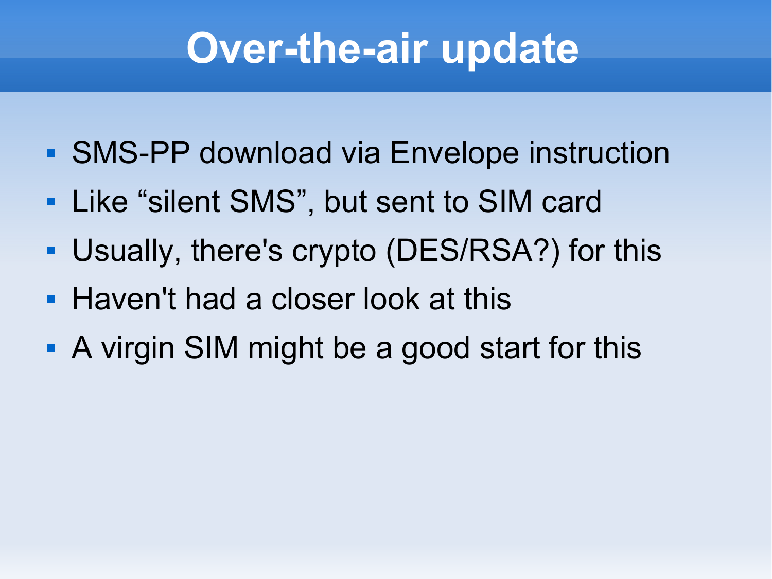# Over-the-air update

- SMS-PP download via Envelope instruction
- Like “silent SMS”, but sent to SIM card
- Usually, there's crypto (DES/RSA?) for this
- Haven't had a closer look at this
- A virgin SIM might be a good start for this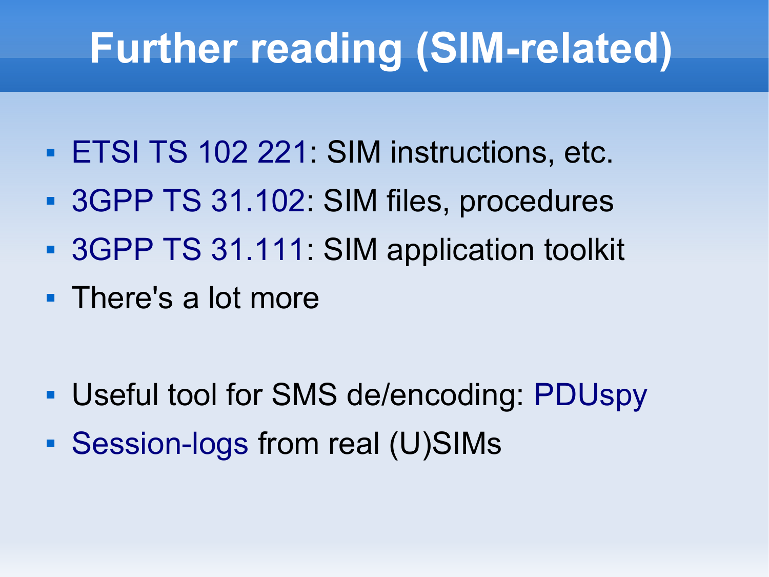# Further reading (SIM-related)

- ETSI TS 102 221: SIM instructions, etc.
- 3GPP TS 31.102: SIM files, procedures
- 3GPP TS 31.111: SIM application toolkit
- There's a lot more

- Useful tool for SMS de/encoding: PDUspy
- Session-logs from real (U)SIMs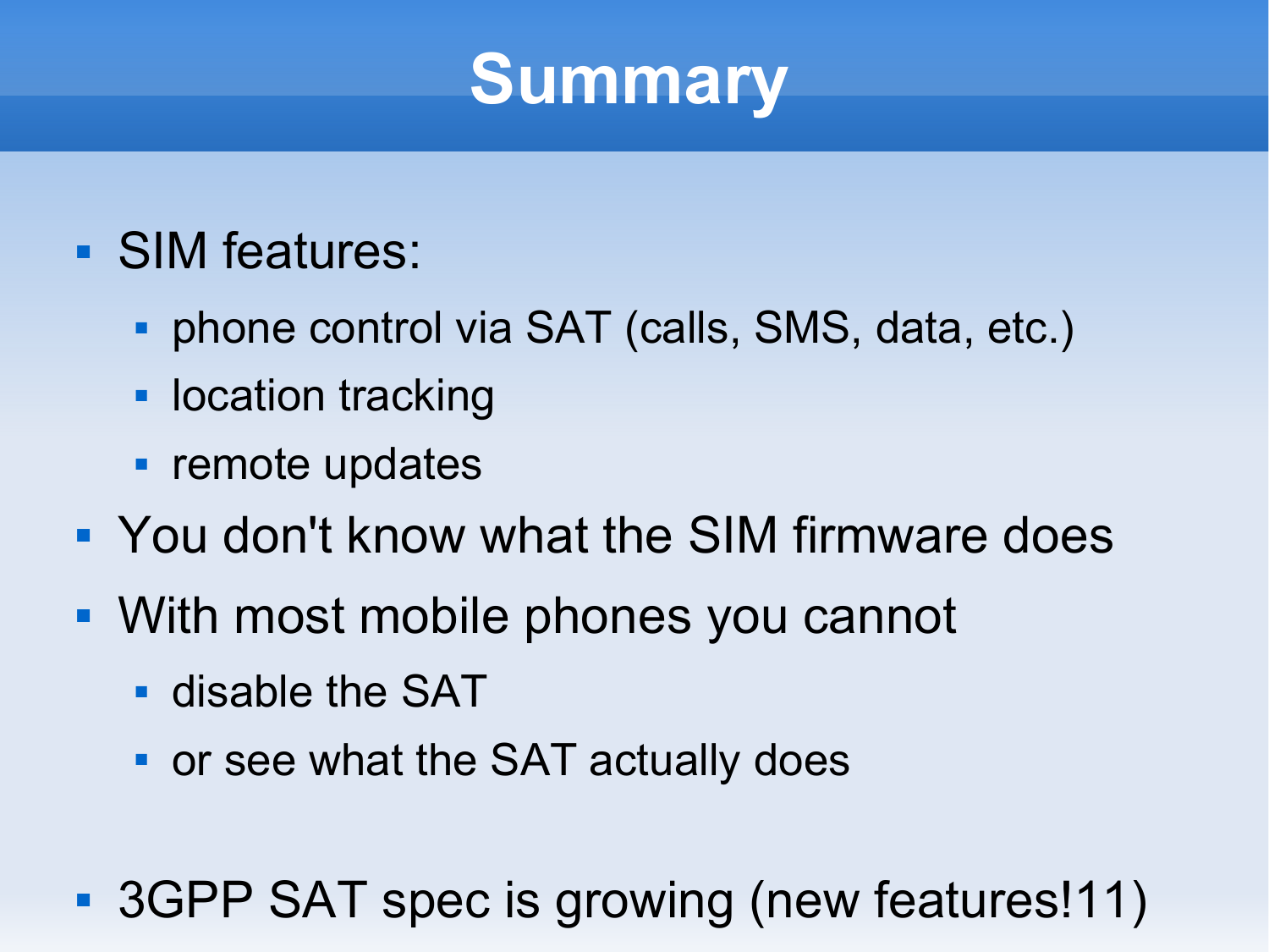# Summary

- SIM features:
  - phone control via SAT (calls, SMS, data, etc.)
  - location tracking
  - remote updates
- You don't know what the SIM firmware does
- With most mobile phones you cannot
  - disable the SAT
  - or see what the SAT actually does
- 3GPP SAT spec is growing (new features!11)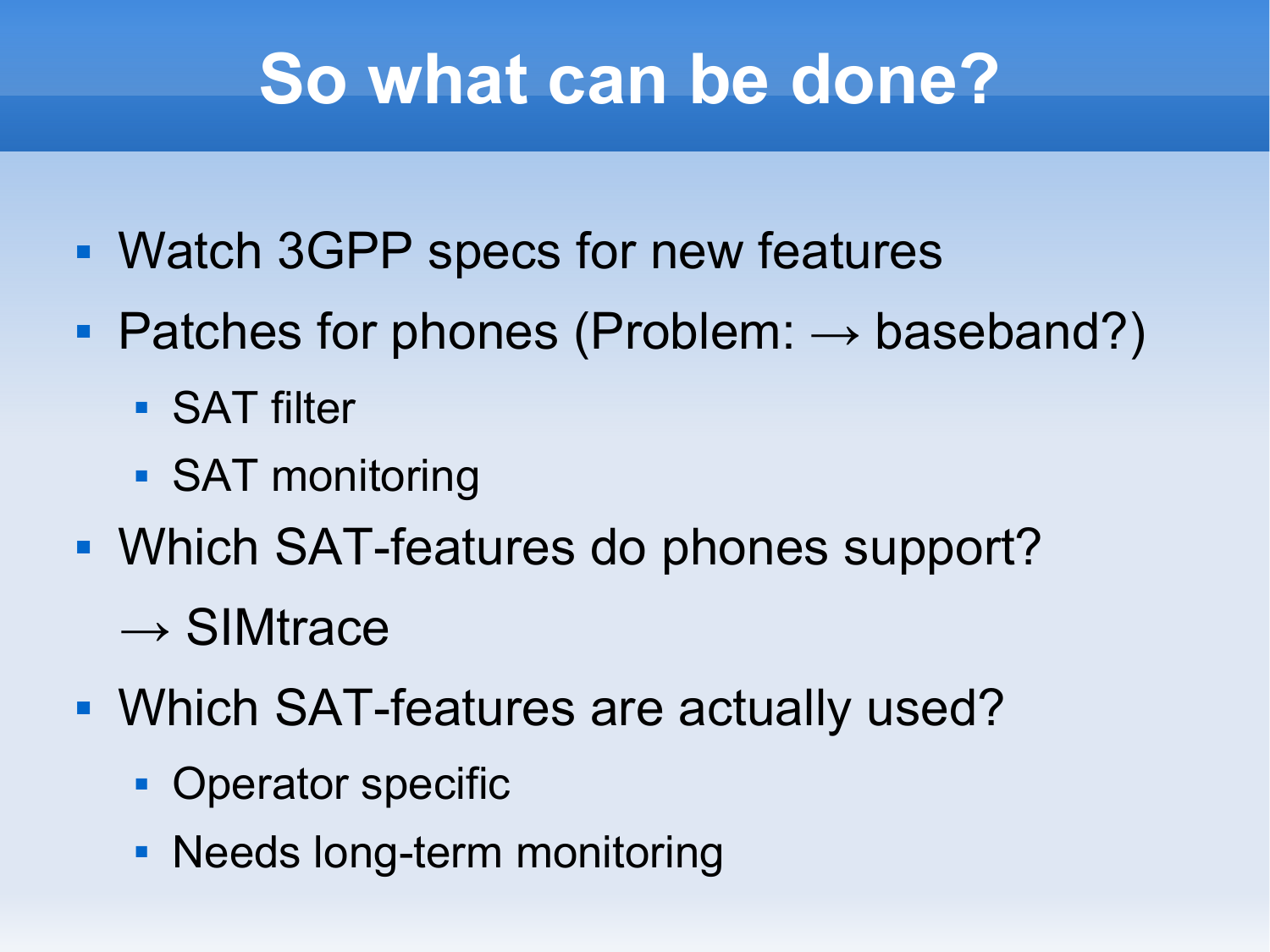# So what can be done?

- Watch 3GPP specs for new features
- Patches for phones (Problem: → baseband?)
  - SAT filter
  - SAT monitoring
- Which SAT-features do phones support?

  → SIMtrace
- Which SAT-features are actually used?
  - Operator specific
  - Needs long-term monitoring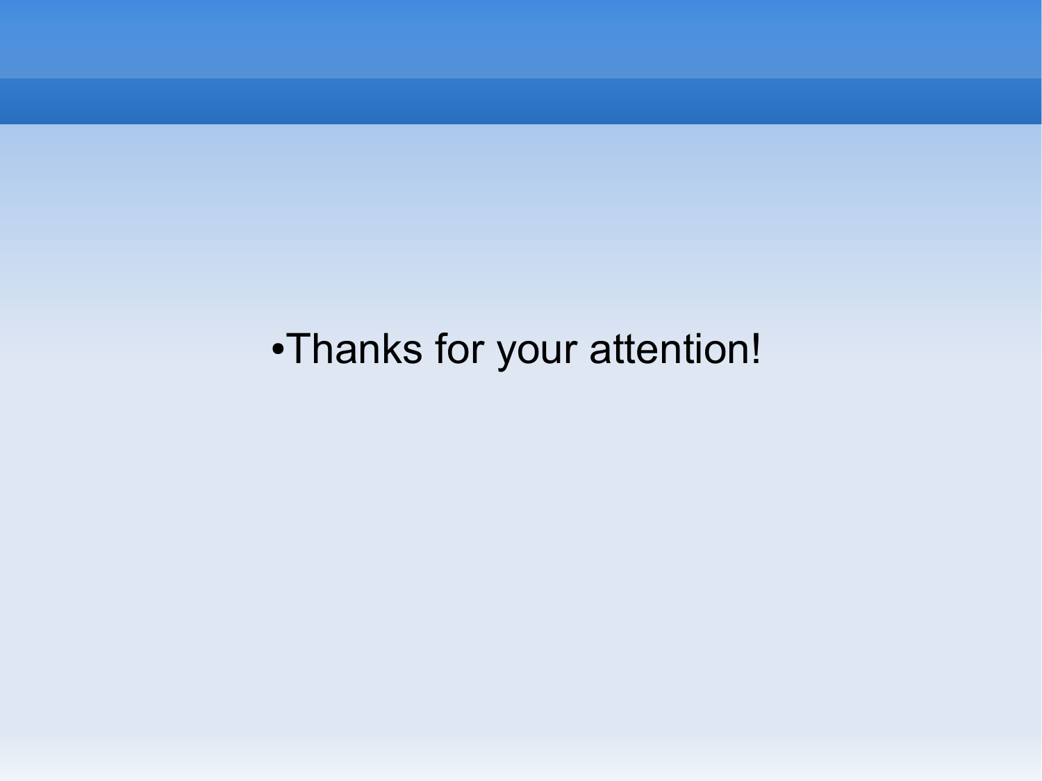- Thanks for your attention!